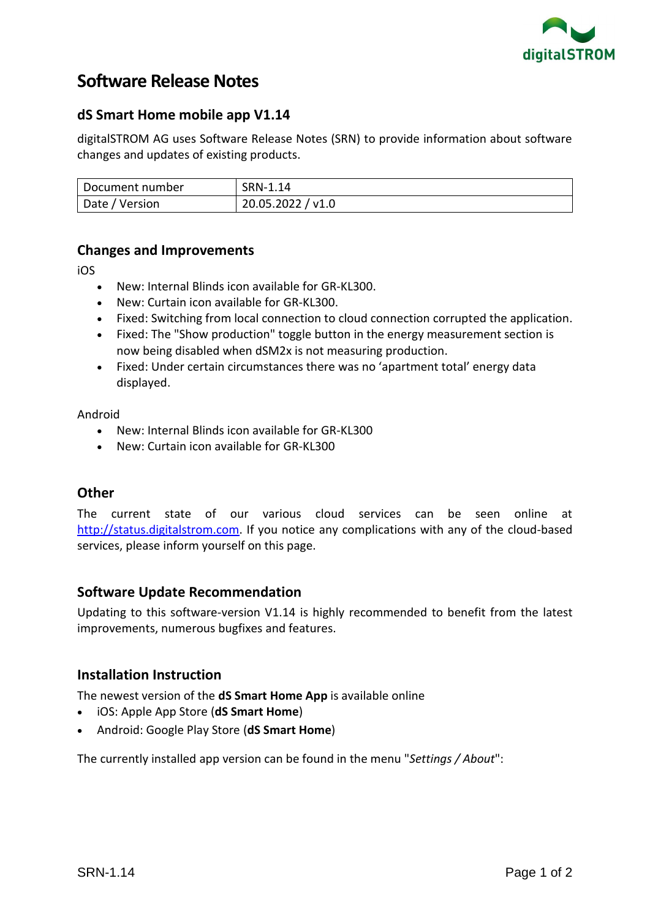# Software Release Notes

## dS Smart Home mobile app V1.14

digitalSTROM AG uses Software Release Notes (SRN) to provide information about software changes and updates of existing products.

| Document number | SRN-1.14 |
| --- | --- |
| Date / Version | 20.05.2022 / v1.0 |

## Changes and Improvements

iOS

- New: Internal Blinds icon available for GR-KL300.
- New: Curtain icon available for GR-KL300.
- Fixed: Switching from local connection to cloud connection corrupted the application.
- Fixed: The "Show production" toggle button in the energy measurement section is now being disabled when dSM2x is not measuring production.
- Fixed: Under certain circumstances there was no 'apartment total' energy data displayed.

Android

- New: Internal Blinds icon available for GR-KL300
- New: Curtain icon available for GR-KL300

## Other

The current state of our various cloud services can be seen online at http://status.digitalstrom.com. If you notice any complications with any of the cloud-based services, please inform yourself on this page.

## Software Update Recommendation

Updating to this software-version V1.14 is highly recommended to benefit from the latest improvements, numerous bugfixes and features.

## Installation Instruction

The newest version of the **dS Smart Home App** is available online

- iOS: Apple App Store (**dS Smart Home**)
- Android: Google Play Store (**dS Smart Home**)

The currently installed app version can be found in the menu "*Settings / About*":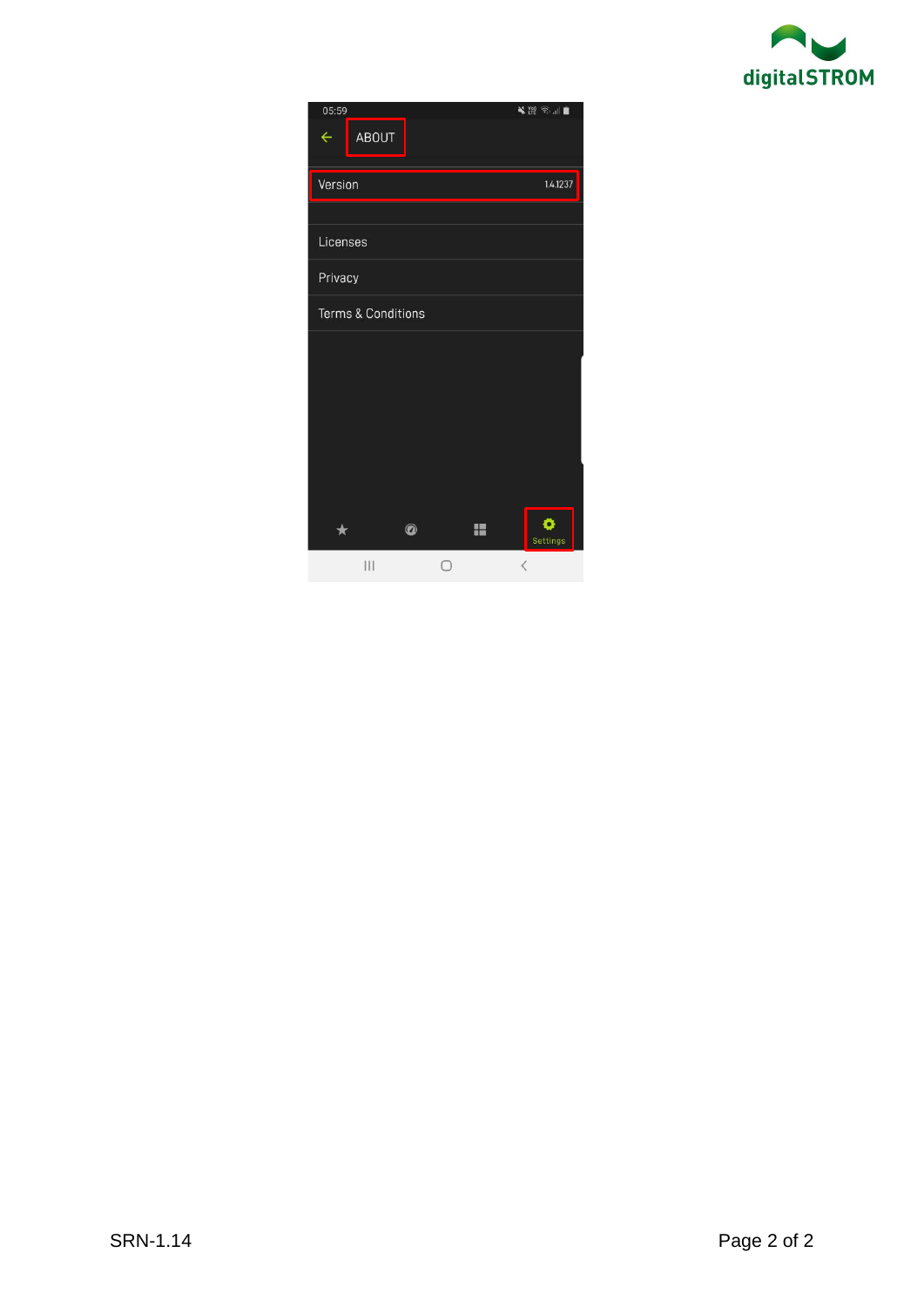05:59

ABOUT

Version 1.4.1237

Licenses

Privacy

Terms & Conditions

Settings